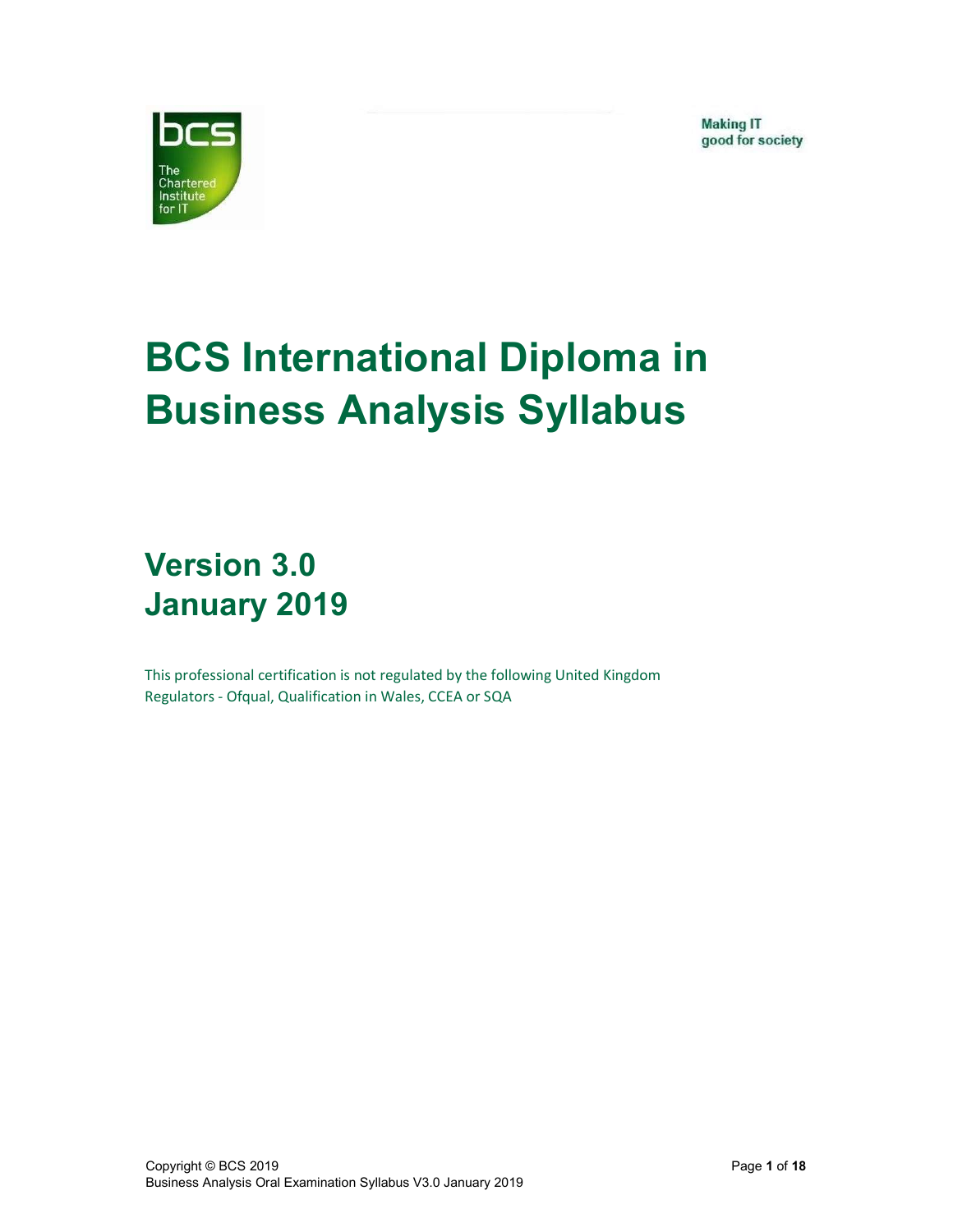Making IT
good for society

# BCS International Diploma in Business Analysis Syllabus

## Version 3.0
## January 2019

This professional certification is not regulated by the following United Kingdom Regulators - Ofqual, Qualification in Wales, CCEA or SQA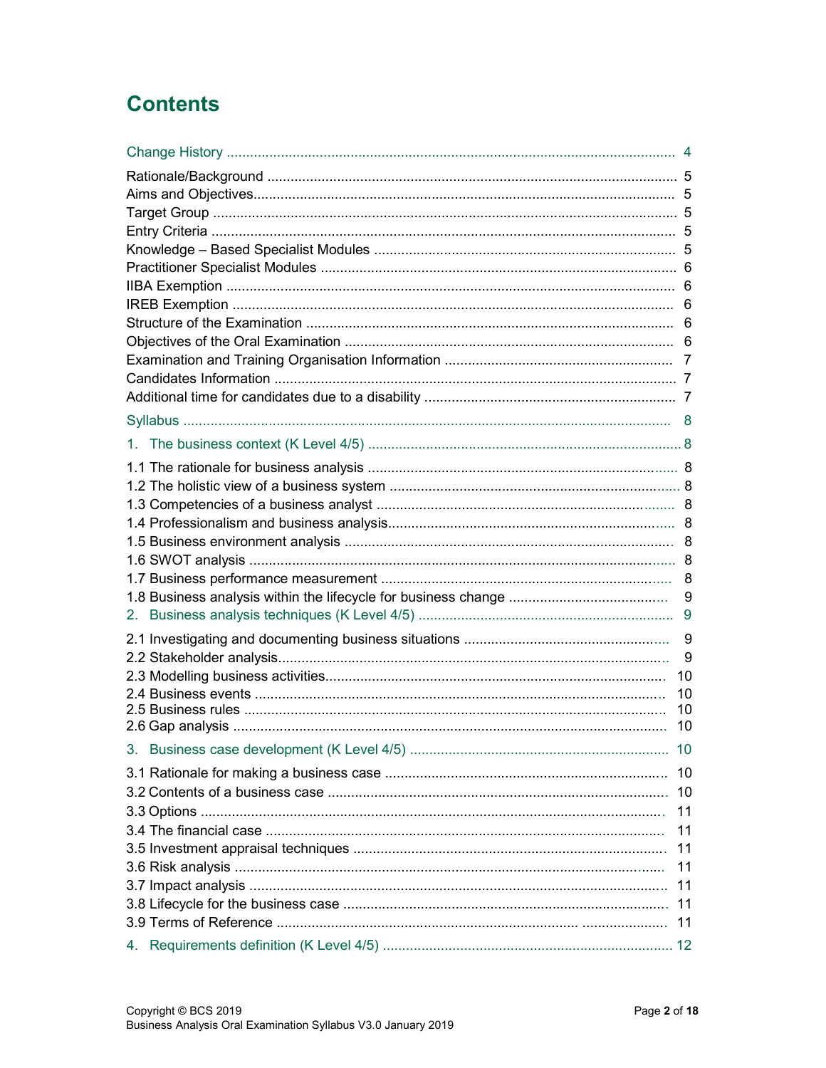# Contents

Change History ..................................................................................................................... 4

Rationale/Background ........................................................................................................... 5
Aims and Objectives.............................................................................................................. 5
Target Group ......................................................................................................................... 5
Entry Criteria ......................................................................................................................... 5
Knowledge – Based Specialist Modules ............................................................................... 5
Practitioner Specialist Modules ............................................................................................. 6
IIBA Exemption ..................................................................................................................... 6
IREB Exemption .................................................................................................................... 6
Structure of the Examination ................................................................................................. 6
Objectives of the Oral Examination ....................................................................................... 6
Examination and Training Organisation Information ............................................................. 7
Candidates Information ......................................................................................................... 7
Additional time for candidates due to a disability ................................................................... 7

Syllabus ................................................................................................................................ 8

1. The business context (K Level 4/5) ................................................................................. 8

1.1 The rationale for business analysis ................................................................................. 8
1.2 The holistic view of a business system ............................................................................ 8
1.3 Competencies of a business analyst ............................................................................... 8
1.4 Professionalism and business analysis............................................................................ 8
1.5 Business environment analysis ....................................................................................... 8
1.6 SWOT analysis ................................................................................................................ 8
1.7 Business performance measurement .............................................................................. 8
1.8 Business analysis within the lifecycle for business change .............................................. 9

2. Business analysis techniques (K Level 4/5) ...................................................................... 9

2.1 Investigating and documenting business situations ......................................................... 9
2.2 Stakeholder analysis........................................................................................................ 9
2.3 Modelling business activities.......................................................................................... 10
2.4 Business events ............................................................................................................ 10
2.5 Business rules ............................................................................................................... 10
2.6 Gap analysis .................................................................................................................. 10

3. Business case development (K Level 4/5) ..................................................................... 10

3.1 Rationale for making a business case ........................................................................... 10
3.2 Contents of a business case .......................................................................................... 10
3.3 Options .......................................................................................................................... 11
3.4 The financial case ......................................................................................................... 11
3.5 Investment appraisal techniques ................................................................................... 11
3.6 Risk analysis ................................................................................................................. 11
3.7 Impact analysis .............................................................................................................. 11
3.8 Lifecycle for the business case ...................................................................................... 11
3.9 Terms of Reference ....................................................................................................... 11

4. Requirements definition (K Level 4/5) ............................................................................ 12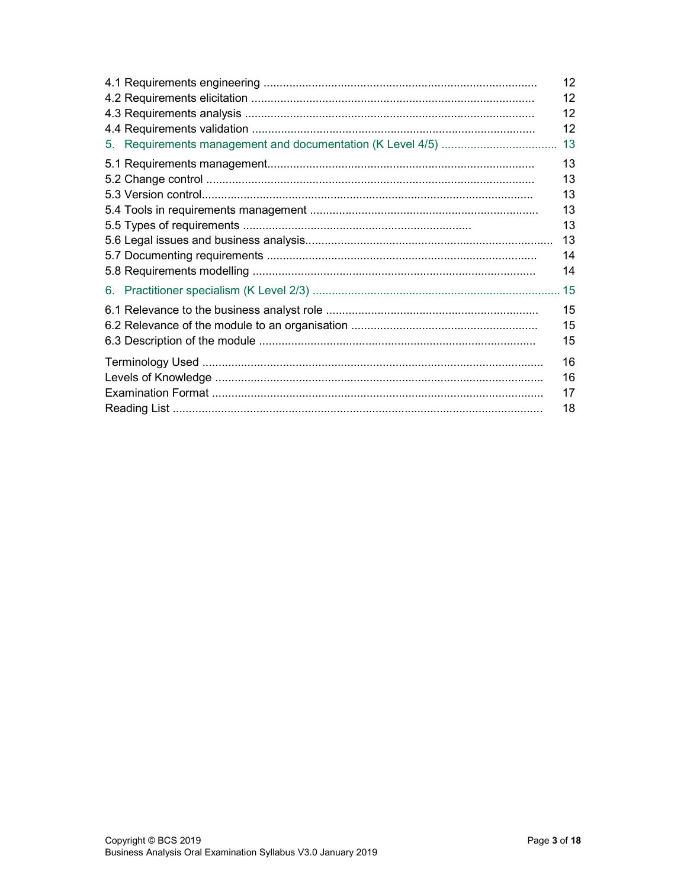4.1 Requirements engineering .................................................................................... 12
4.2 Requirements elicitation ....................................................................................... 12
4.3 Requirements analysis ......................................................................................... 12
4.4 Requirements validation ....................................................................................... 12

5. Requirements management and documentation (K Level 4/5) .................................... 13

5.1 Requirements management.................................................................................. 13
5.2 Change control ..................................................................................................... 13
5.3 Version control....................................................................................................... 13
5.4 Tools in requirements management ...................................................................... 13
5.5 Types of requirements ...................................................................... 13
5.6 Legal issues and business analysis......................................................................... 13
5.7 Documenting requirements ................................................................................... 14
5.8 Requirements modelling ....................................................................................... 14

6. Practitioner specialism (K Level 2/3) ............................................................................ 15

6.1 Relevance to the business analyst role .................................................................. 15
6.2 Relevance of the module to an organisation .......................................................... 15
6.3 Description of the module ..................................................................................... 15

Terminology Used ......................................................................................................... 16
Levels of Knowledge ..................................................................................................... 16
Examination Format ...................................................................................................... 17
Reading List .................................................................................................................. 18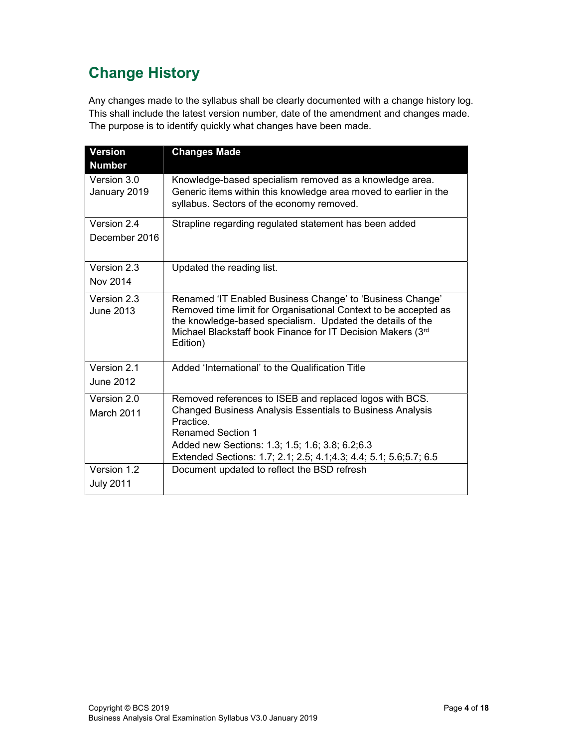## Change History

Any changes made to the syllabus shall be clearly documented with a change history log. This shall include the latest version number, date of the amendment and changes made. The purpose is to identify quickly what changes have been made.

| Version Number | Changes Made |
|---|---|
| Version 3.0 January 2019 | Knowledge-based specialism removed as a knowledge area. Generic items within this knowledge area moved to earlier in the syllabus. Sectors of the economy removed. |
| Version 2.4 December 2016 | Strapline regarding regulated statement has been added |
| Version 2.3 Nov 2014 | Updated the reading list. |
| Version 2.3 June 2013 | Renamed 'IT Enabled Business Change' to 'Business Change' Removed time limit for Organisational Context to be accepted as the knowledge-based specialism. Updated the details of the Michael Blackstaff book Finance for IT Decision Makers (3rd Edition) |
| Version 2.1 June 2012 | Added 'International' to the Qualification Title |
| Version 2.0 March 2011 | Removed references to ISEB and replaced logos with BCS. Changed Business Analysis Essentials to Business Analysis Practice. Renamed Section 1 Added new Sections: 1.3; 1.5; 1.6; 3.8; 6.2;6.3 Extended Sections: 1.7; 2.1; 2.5; 4.1;4.3; 4.4; 5.1; 5.6;5.7; 6.5 |
| Version 1.2 July 2011 | Document updated to reflect the BSD refresh |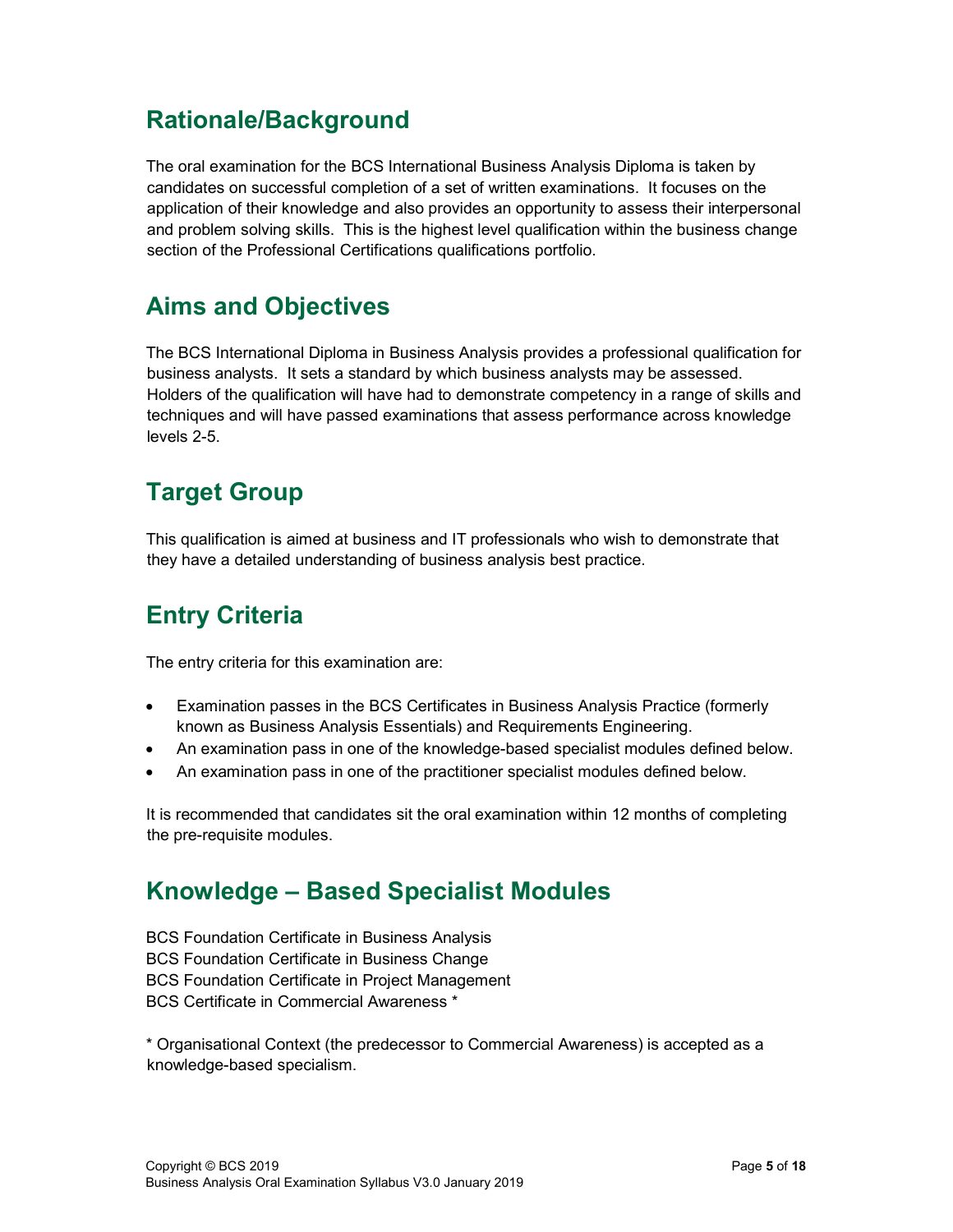## Rationale/Background

The oral examination for the BCS International Business Analysis Diploma is taken by candidates on successful completion of a set of written examinations. It focuses on the application of their knowledge and also provides an opportunity to assess their interpersonal and problem solving skills. This is the highest level qualification within the business change section of the Professional Certifications qualifications portfolio.

## Aims and Objectives

The BCS International Diploma in Business Analysis provides a professional qualification for business analysts. It sets a standard by which business analysts may be assessed. Holders of the qualification will have had to demonstrate competency in a range of skills and techniques and will have passed examinations that assess performance across knowledge levels 2-5.

## Target Group

This qualification is aimed at business and IT professionals who wish to demonstrate that they have a detailed understanding of business analysis best practice.

## Entry Criteria

The entry criteria for this examination are:

- Examination passes in the BCS Certificates in Business Analysis Practice (formerly known as Business Analysis Essentials) and Requirements Engineering.
- An examination pass in one of the knowledge-based specialist modules defined below.
- An examination pass in one of the practitioner specialist modules defined below.

It is recommended that candidates sit the oral examination within 12 months of completing the pre-requisite modules.

## Knowledge – Based Specialist Modules

BCS Foundation Certificate in Business Analysis
BCS Foundation Certificate in Business Change
BCS Foundation Certificate in Project Management
BCS Certificate in Commercial Awareness *

* Organisational Context (the predecessor to Commercial Awareness) is accepted as a knowledge-based specialism.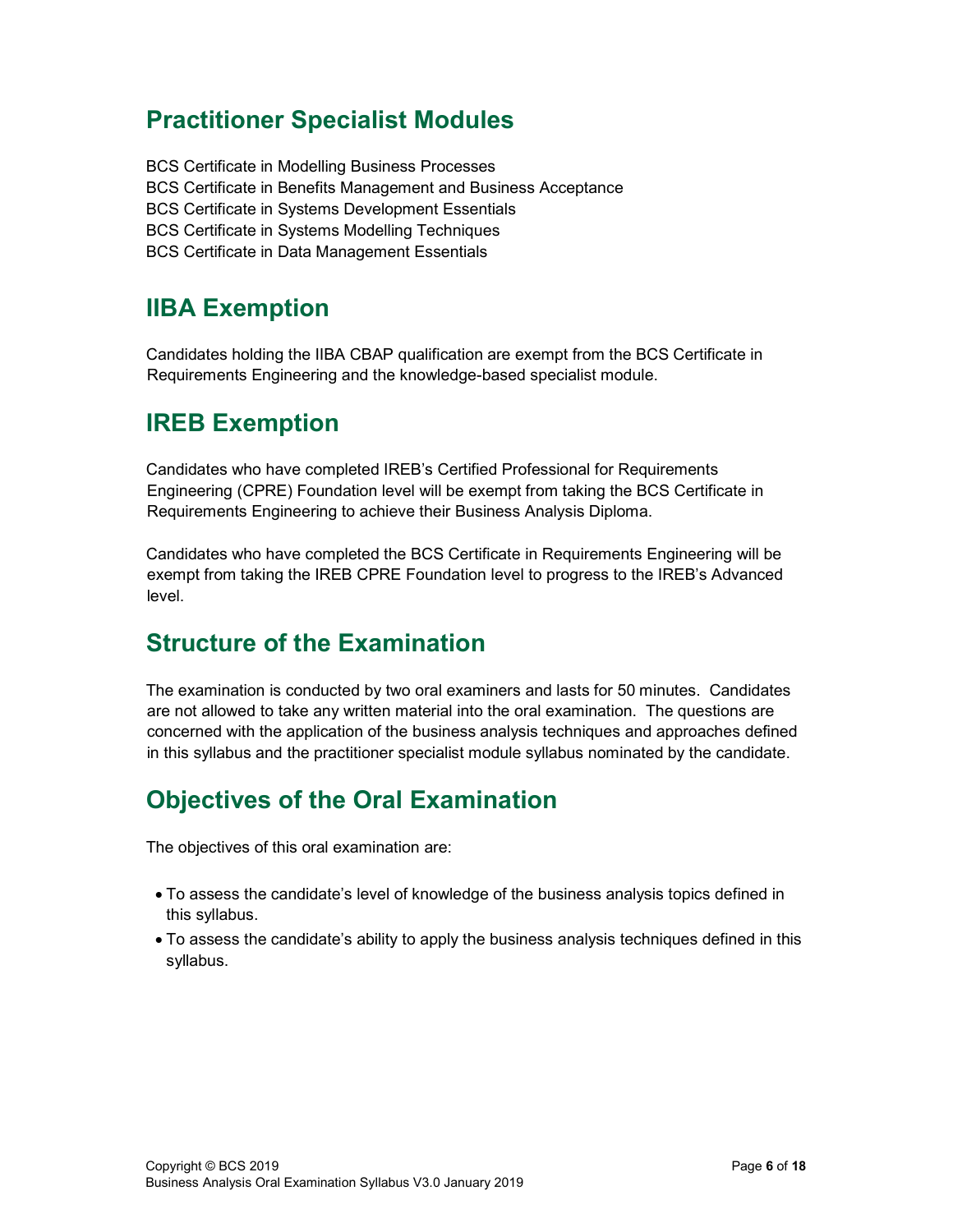## Practitioner Specialist Modules

BCS Certificate in Modelling Business Processes
BCS Certificate in Benefits Management and Business Acceptance
BCS Certificate in Systems Development Essentials
BCS Certificate in Systems Modelling Techniques
BCS Certificate in Data Management Essentials

## IIBA Exemption

Candidates holding the IIBA CBAP qualification are exempt from the BCS Certificate in Requirements Engineering and the knowledge-based specialist module.

## IREB Exemption

Candidates who have completed IREB's Certified Professional for Requirements Engineering (CPRE) Foundation level will be exempt from taking the BCS Certificate in Requirements Engineering to achieve their Business Analysis Diploma.

Candidates who have completed the BCS Certificate in Requirements Engineering will be exempt from taking the IREB CPRE Foundation level to progress to the IREB's Advanced level.

## Structure of the Examination

The examination is conducted by two oral examiners and lasts for 50 minutes. Candidates are not allowed to take any written material into the oral examination. The questions are concerned with the application of the business analysis techniques and approaches defined in this syllabus and the practitioner specialist module syllabus nominated by the candidate.

## Objectives of the Oral Examination

The objectives of this oral examination are:

- To assess the candidate's level of knowledge of the business analysis topics defined in this syllabus.
- To assess the candidate's ability to apply the business analysis techniques defined in this syllabus.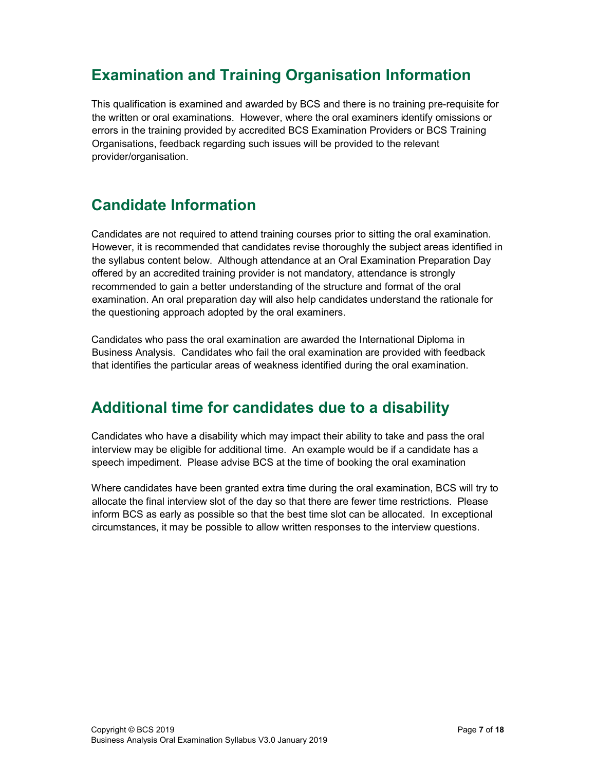## Examination and Training Organisation Information

This qualification is examined and awarded by BCS and there is no training pre-requisite for the written or oral examinations. However, where the oral examiners identify omissions or errors in the training provided by accredited BCS Examination Providers or BCS Training Organisations, feedback regarding such issues will be provided to the relevant provider/organisation.

## Candidate Information

Candidates are not required to attend training courses prior to sitting the oral examination. However, it is recommended that candidates revise thoroughly the subject areas identified in the syllabus content below. Although attendance at an Oral Examination Preparation Day offered by an accredited training provider is not mandatory, attendance is strongly recommended to gain a better understanding of the structure and format of the oral examination. An oral preparation day will also help candidates understand the rationale for the questioning approach adopted by the oral examiners.

Candidates who pass the oral examination are awarded the International Diploma in Business Analysis. Candidates who fail the oral examination are provided with feedback that identifies the particular areas of weakness identified during the oral examination.

## Additional time for candidates due to a disability

Candidates who have a disability which may impact their ability to take and pass the oral interview may be eligible for additional time. An example would be if a candidate has a speech impediment. Please advise BCS at the time of booking the oral examination

Where candidates have been granted extra time during the oral examination, BCS will try to allocate the final interview slot of the day so that there are fewer time restrictions. Please inform BCS as early as possible so that the best time slot can be allocated. In exceptional circumstances, it may be possible to allow written responses to the interview questions.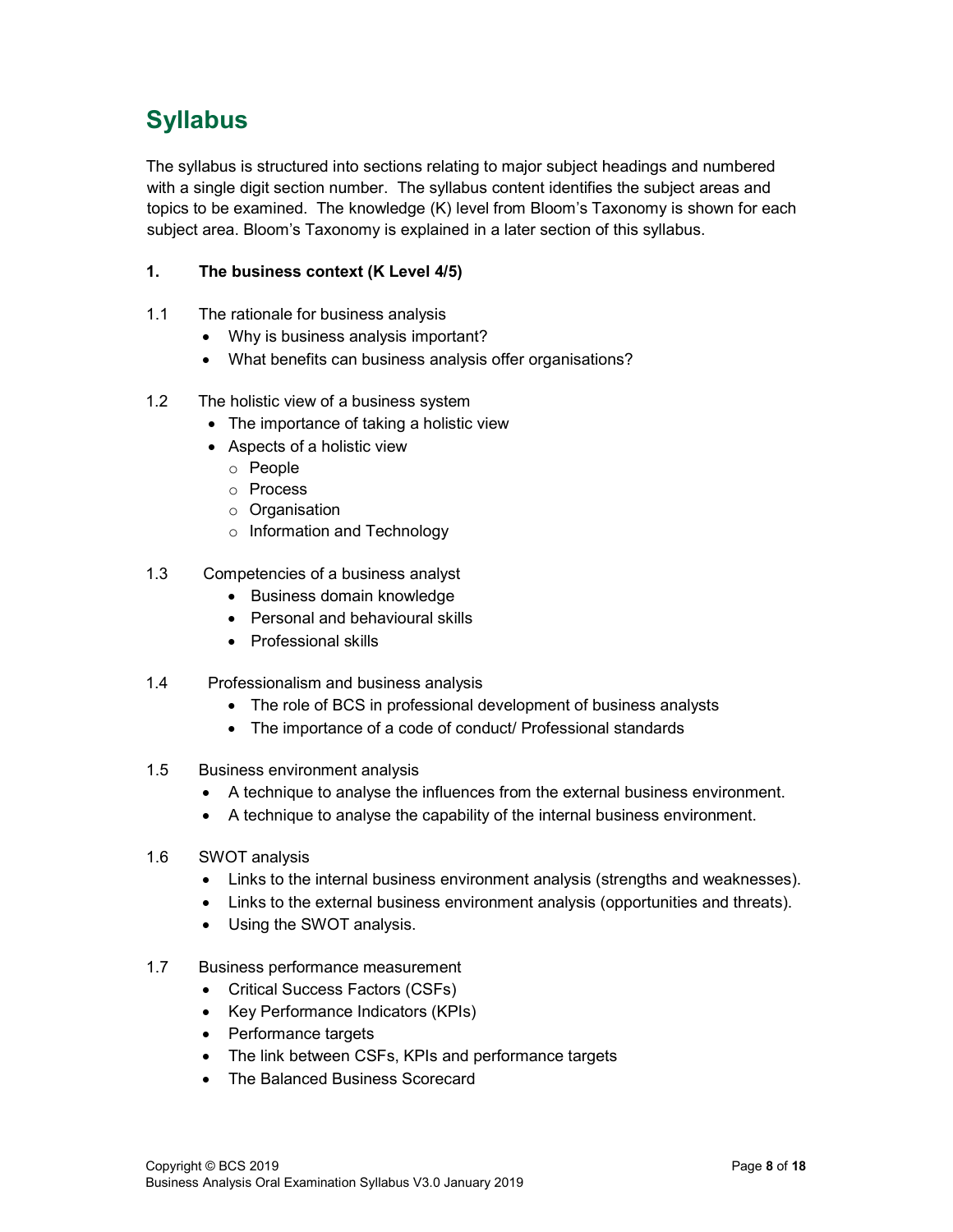# Syllabus

The syllabus is structured into sections relating to major subject headings and numbered with a single digit section number. The syllabus content identifies the subject areas and topics to be examined. The knowledge (K) level from Bloom's Taxonomy is shown for each subject area. Bloom's Taxonomy is explained in a later section of this syllabus.

**1. The business context (K Level 4/5)**

1.1 The rationale for business analysis

- Why is business analysis important?
- What benefits can business analysis offer organisations?

1.2 The holistic view of a business system

- The importance of taking a holistic view
- Aspects of a holistic view
  - People
  - Process
  - Organisation
  - Information and Technology

1.3 Competencies of a business analyst

- Business domain knowledge
- Personal and behavioural skills
- Professional skills

1.4 Professionalism and business analysis

- The role of BCS in professional development of business analysts
- The importance of a code of conduct/ Professional standards

1.5 Business environment analysis

- A technique to analyse the influences from the external business environment.
- A technique to analyse the capability of the internal business environment.

1.6 SWOT analysis

- Links to the internal business environment analysis (strengths and weaknesses).
- Links to the external business environment analysis (opportunities and threats).
- Using the SWOT analysis.

1.7 Business performance measurement

- Critical Success Factors (CSFs)
- Key Performance Indicators (KPIs)
- Performance targets
- The link between CSFs, KPIs and performance targets
- The Balanced Business Scorecard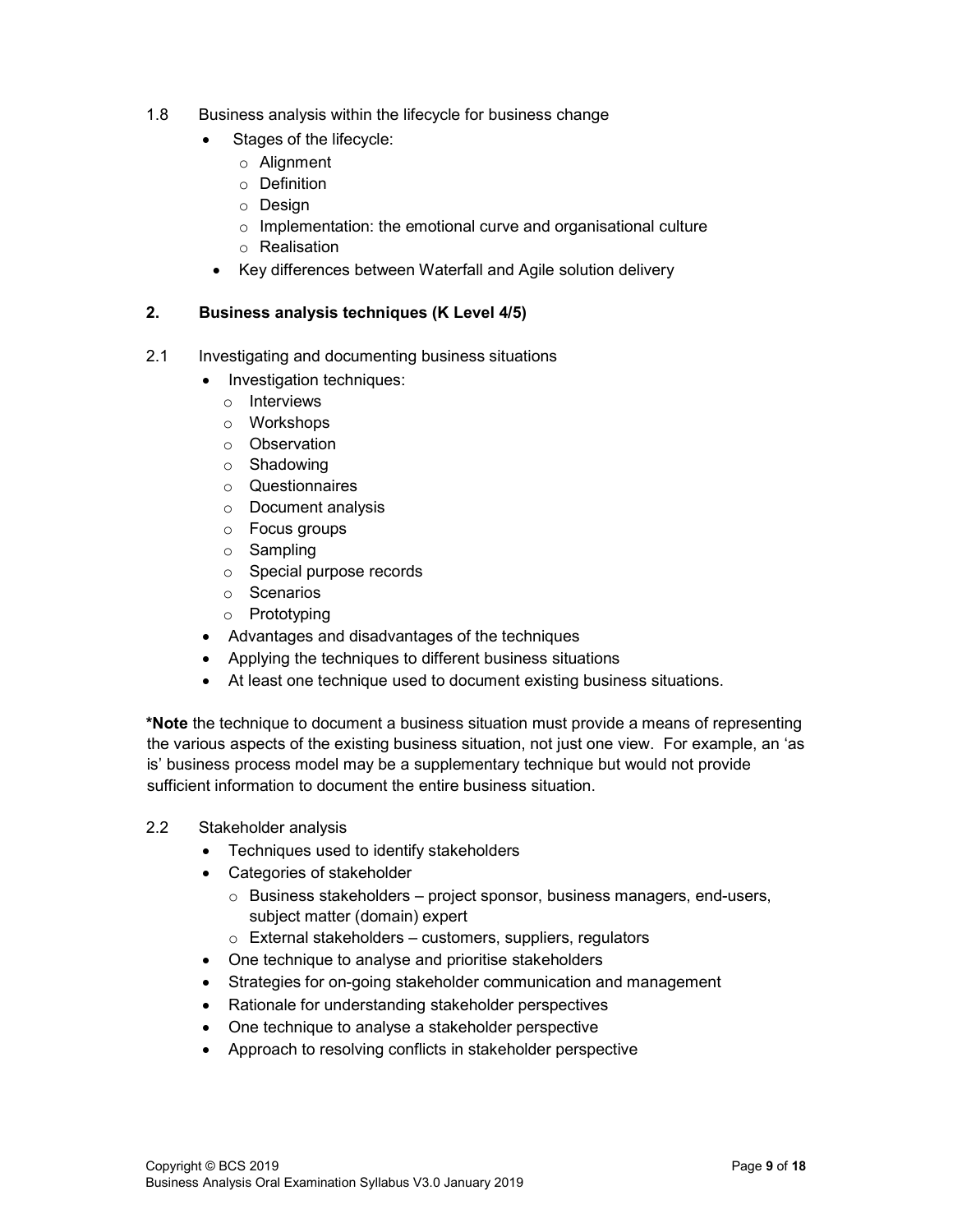1.8 Business analysis within the lifecycle for business change

- Stages of the lifecycle:
  - Alignment
  - Definition
  - Design
  - Implementation: the emotional curve and organisational culture
  - Realisation
- Key differences between Waterfall and Agile solution delivery

## 2. Business analysis techniques (K Level 4/5)

2.1 Investigating and documenting business situations

- Investigation techniques:
  - Interviews
  - Workshops
  - Observation
  - Shadowing
  - Questionnaires
  - Document analysis
  - Focus groups
  - Sampling
  - Special purpose records
  - Scenarios
  - Prototyping
- Advantages and disadvantages of the techniques
- Applying the techniques to different business situations
- At least one technique used to document existing business situations.

***Note** the technique to document a business situation must provide a means of representing the various aspects of the existing business situation, not just one view. For example, an 'as is' business process model may be a supplementary technique but would not provide sufficient information to document the entire business situation.

2.2 Stakeholder analysis

- Techniques used to identify stakeholders
- Categories of stakeholder
  - Business stakeholders – project sponsor, business managers, end-users, subject matter (domain) expert
  - External stakeholders – customers, suppliers, regulators
- One technique to analyse and prioritise stakeholders
- Strategies for on-going stakeholder communication and management
- Rationale for understanding stakeholder perspectives
- One technique to analyse a stakeholder perspective
- Approach to resolving conflicts in stakeholder perspective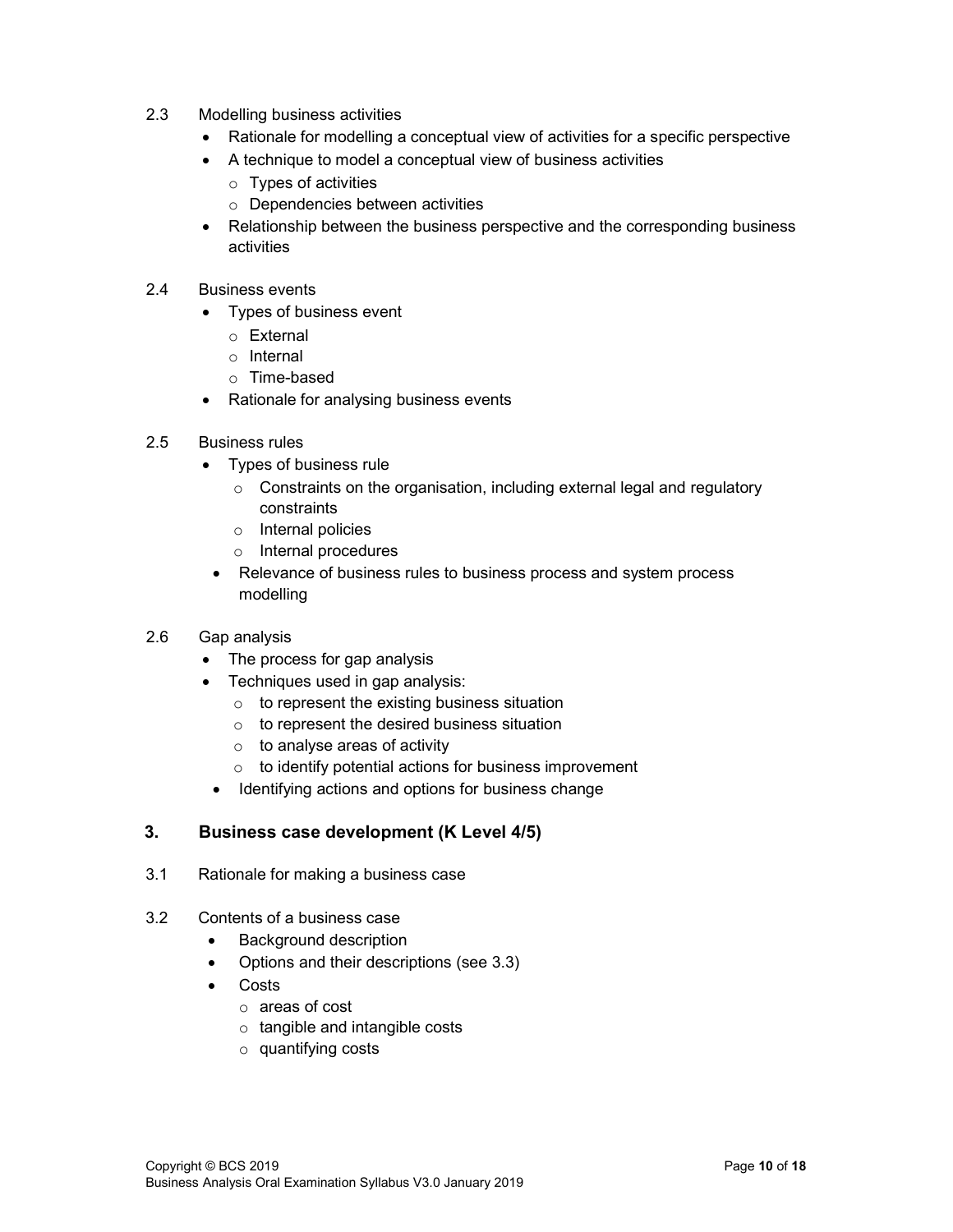2.3 Modelling business activities

- Rationale for modelling a conceptual view of activities for a specific perspective
- A technique to model a conceptual view of business activities
  - Types of activities
  - Dependencies between activities
- Relationship between the business perspective and the corresponding business activities

2.4 Business events

- Types of business event
  - External
  - Internal
  - Time-based
- Rationale for analysing business events

2.5 Business rules

- Types of business rule
  - Constraints on the organisation, including external legal and regulatory constraints
  - Internal policies
  - Internal procedures
- Relevance of business rules to business process and system process modelling

2.6 Gap analysis

- The process for gap analysis
- Techniques used in gap analysis:
  - to represent the existing business situation
  - to represent the desired business situation
  - to analyse areas of activity
  - to identify potential actions for business improvement
- Identifying actions and options for business change

## 3. Business case development (K Level 4/5)

3.1 Rationale for making a business case

3.2 Contents of a business case

- Background description
- Options and their descriptions (see 3.3)
- Costs
  - areas of cost
  - tangible and intangible costs
  - quantifying costs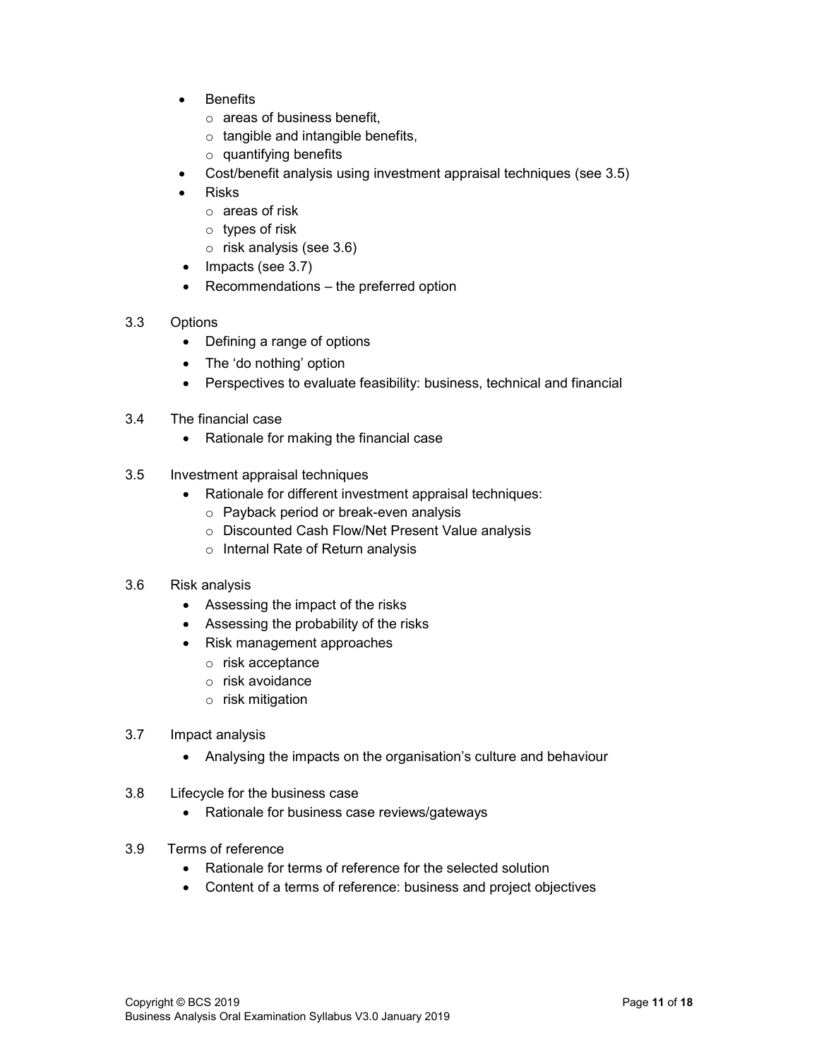- Benefits
  - areas of business benefit,
  - tangible and intangible benefits,
  - quantifying benefits
- Cost/benefit analysis using investment appraisal techniques (see 3.5)
- Risks
  - areas of risk
  - types of risk
  - risk analysis (see 3.6)
- Impacts (see 3.7)
- Recommendations – the preferred option

3.3 Options

- Defining a range of options
- The 'do nothing' option
- Perspectives to evaluate feasibility: business, technical and financial

3.4 The financial case

- Rationale for making the financial case

3.5 Investment appraisal techniques

- Rationale for different investment appraisal techniques:
  - Payback period or break-even analysis
  - Discounted Cash Flow/Net Present Value analysis
  - Internal Rate of Return analysis

3.6 Risk analysis

- Assessing the impact of the risks
- Assessing the probability of the risks
- Risk management approaches
  - risk acceptance
  - risk avoidance
  - risk mitigation

3.7 Impact analysis

- Analysing the impacts on the organisation's culture and behaviour

3.8 Lifecycle for the business case

- Rationale for business case reviews/gateways

3.9 Terms of reference

- Rationale for terms of reference for the selected solution
- Content of a terms of reference: business and project objectives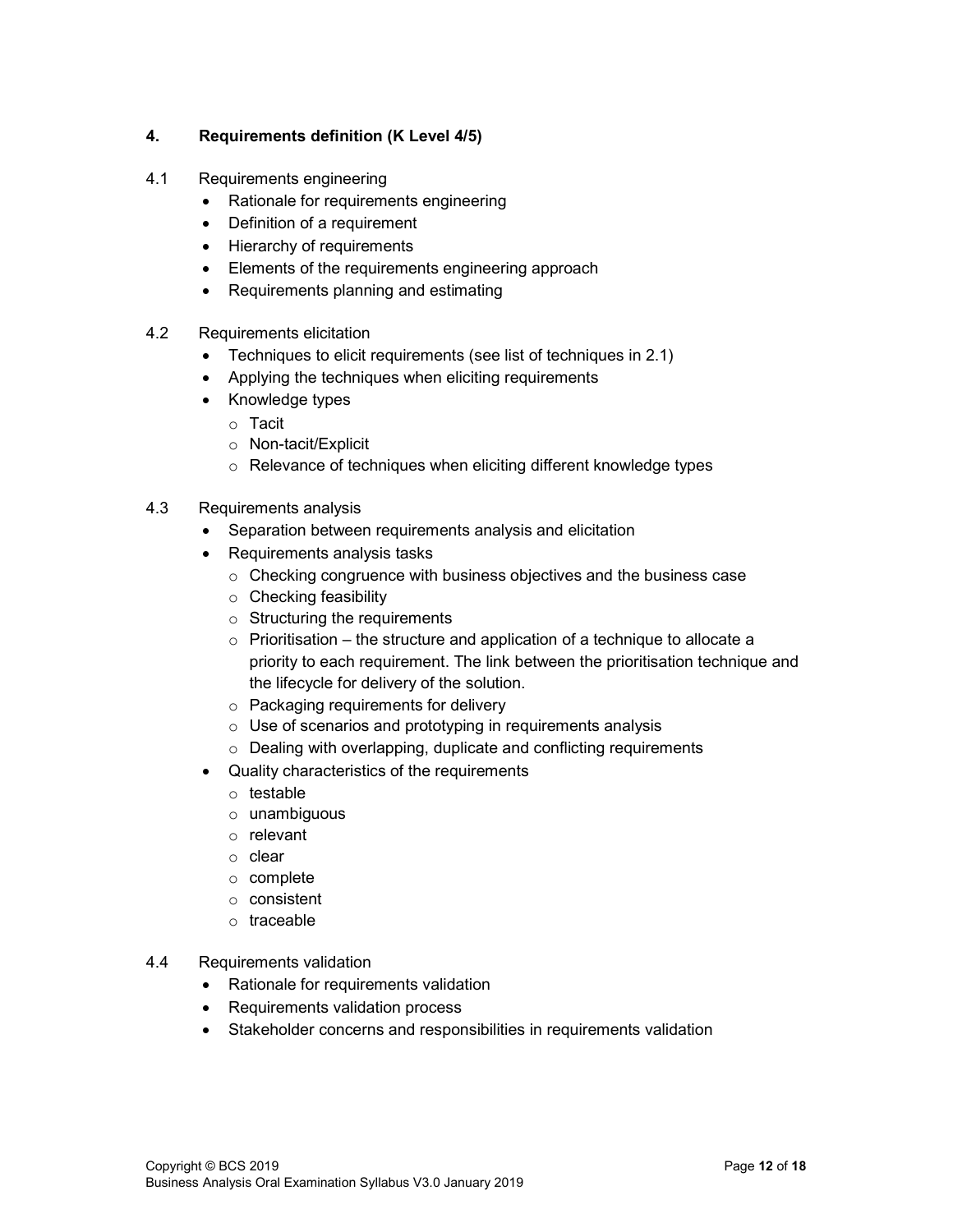## 4. Requirements definition (K Level 4/5)

4.1 Requirements engineering

- Rationale for requirements engineering
- Definition of a requirement
- Hierarchy of requirements
- Elements of the requirements engineering approach
- Requirements planning and estimating

4.2 Requirements elicitation

- Techniques to elicit requirements (see list of techniques in 2.1)
- Applying the techniques when eliciting requirements
- Knowledge types
  - Tacit
  - Non-tacit/Explicit
  - Relevance of techniques when eliciting different knowledge types

4.3 Requirements analysis

- Separation between requirements analysis and elicitation
- Requirements analysis tasks
  - Checking congruence with business objectives and the business case
  - Checking feasibility
  - Structuring the requirements
  - Prioritisation – the structure and application of a technique to allocate a priority to each requirement. The link between the prioritisation technique and the lifecycle for delivery of the solution.
  - Packaging requirements for delivery
  - Use of scenarios and prototyping in requirements analysis
  - Dealing with overlapping, duplicate and conflicting requirements
- Quality characteristics of the requirements
  - testable
  - unambiguous
  - relevant
  - clear
  - complete
  - consistent
  - traceable

4.4 Requirements validation

- Rationale for requirements validation
- Requirements validation process
- Stakeholder concerns and responsibilities in requirements validation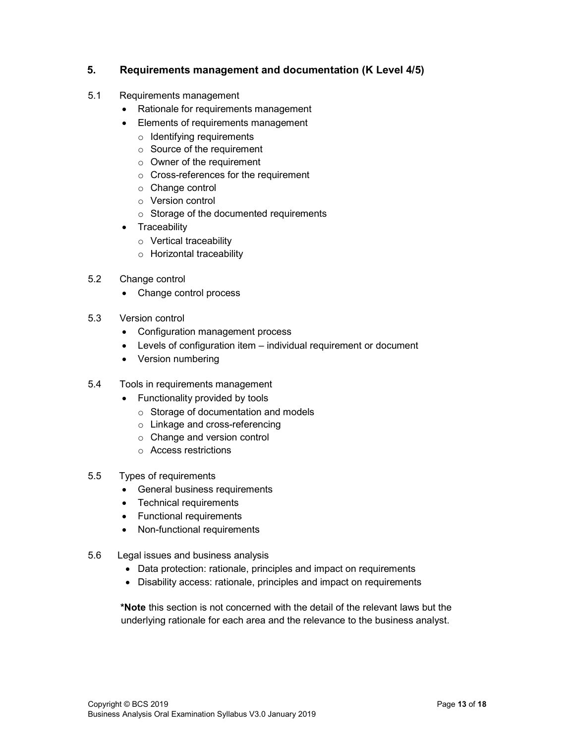## 5. Requirements management and documentation (K Level 4/5)

5.1 Requirements management

- Rationale for requirements management
- Elements of requirements management
  - Identifying requirements
  - Source of the requirement
  - Owner of the requirement
  - Cross-references for the requirement
  - Change control
  - Version control
  - Storage of the documented requirements
- Traceability
  - Vertical traceability
  - Horizontal traceability

5.2 Change control

- Change control process

5.3 Version control

- Configuration management process
- Levels of configuration item – individual requirement or document
- Version numbering

5.4 Tools in requirements management

- Functionality provided by tools
  - Storage of documentation and models
  - Linkage and cross-referencing
  - Change and version control
  - Access restrictions

5.5 Types of requirements

- General business requirements
- Technical requirements
- Functional requirements
- Non-functional requirements

5.6 Legal issues and business analysis

- Data protection: rationale, principles and impact on requirements
- Disability access: rationale, principles and impact on requirements

**\*Note** this section is not concerned with the detail of the relevant laws but the underlying rationale for each area and the relevance to the business analyst.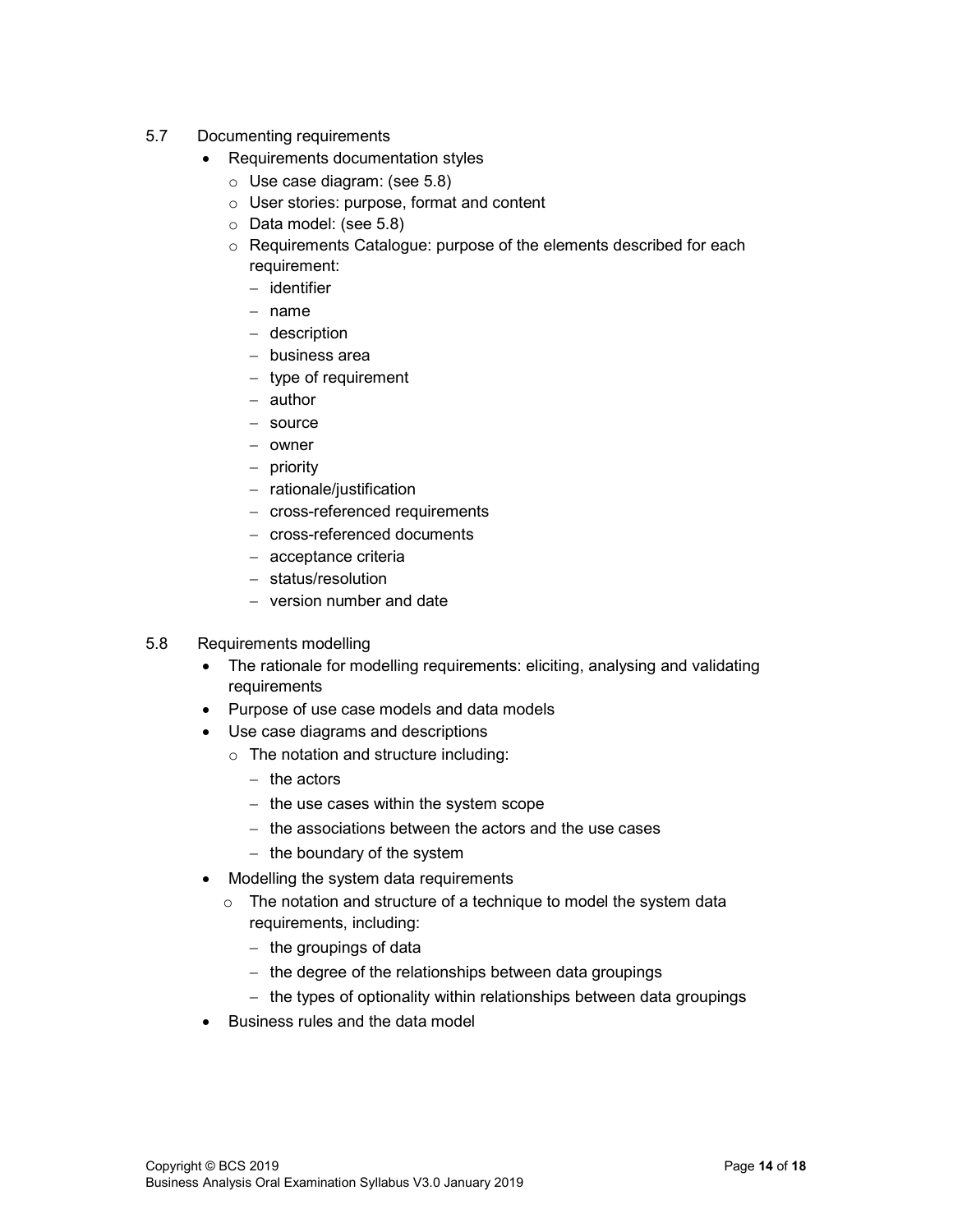## 5.7 Documenting requirements

- Requirements documentation styles
  - Use case diagram: (see 5.8)
  - User stories: purpose, format and content
  - Data model: (see 5.8)
  - Requirements Catalogue: purpose of the elements described for each requirement:
    - identifier
    - name
    - description
    - business area
    - type of requirement
    - author
    - source
    - owner
    - priority
    - rationale/justification
    - cross-referenced requirements
    - cross-referenced documents
    - acceptance criteria
    - status/resolution
    - version number and date

## 5.8 Requirements modelling

- The rationale for modelling requirements: eliciting, analysing and validating requirements
- Purpose of use case models and data models
- Use case diagrams and descriptions
  - The notation and structure including:
    - the actors
    - the use cases within the system scope
    - the associations between the actors and the use cases
    - the boundary of the system
- Modelling the system data requirements
  - The notation and structure of a technique to model the system data requirements, including:
    - the groupings of data
    - the degree of the relationships between data groupings
    - the types of optionality within relationships between data groupings
- Business rules and the data model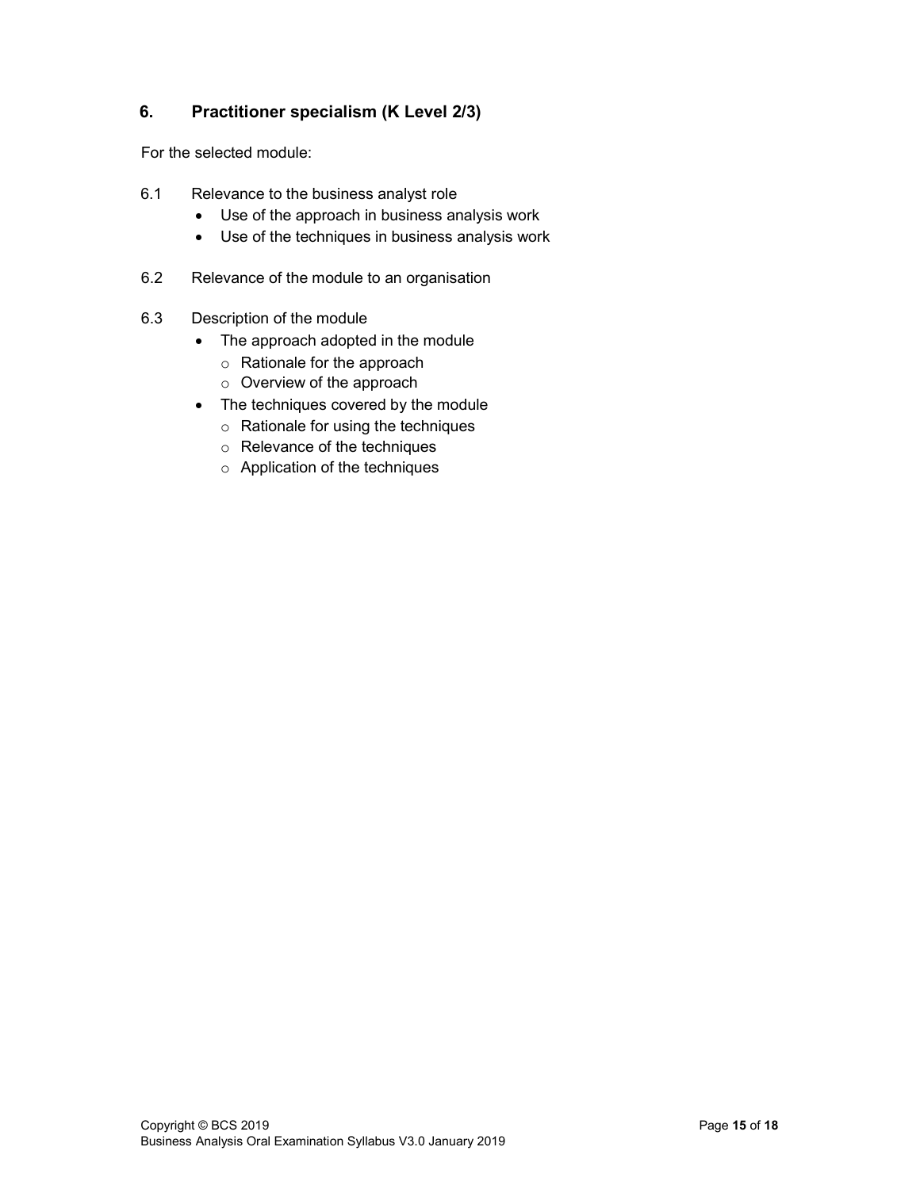## 6. Practitioner specialism (K Level 2/3)

For the selected module:

6.1 Relevance to the business analyst role

- Use of the approach in business analysis work
- Use of the techniques in business analysis work

6.2 Relevance of the module to an organisation

6.3 Description of the module

- The approach adopted in the module
  - Rationale for the approach
  - Overview of the approach
- The techniques covered by the module
  - Rationale for using the techniques
  - Relevance of the techniques
  - Application of the techniques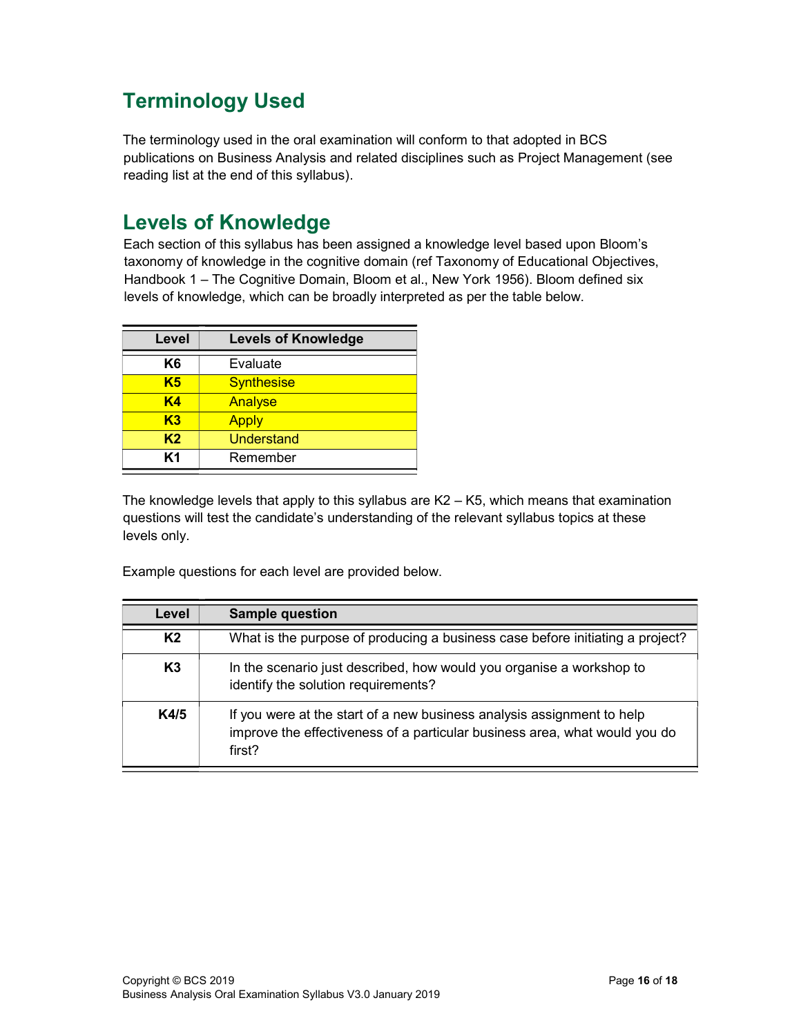## Terminology Used

The terminology used in the oral examination will conform to that adopted in BCS publications on Business Analysis and related disciplines such as Project Management (see reading list at the end of this syllabus).

## Levels of Knowledge

Each section of this syllabus has been assigned a knowledge level based upon Bloom's taxonomy of knowledge in the cognitive domain (ref Taxonomy of Educational Objectives, Handbook 1 – The Cognitive Domain, Bloom et al., New York 1956). Bloom defined six levels of knowledge, which can be broadly interpreted as per the table below.

| Level | Levels of Knowledge |
|---|---|
| **K6** | Evaluate |
| **K5** | Synthesise |
| **K4** | Analyse |
| **K3** | Apply |
| **K2** | Understand |
| **K1** | Remember |

The knowledge levels that apply to this syllabus are K2 – K5, which means that examination questions will test the candidate's understanding of the relevant syllabus topics at these levels only.

Example questions for each level are provided below.

| Level | Sample question |
|---|---|
| **K2** | What is the purpose of producing a business case before initiating a project? |
| **K3** | In the scenario just described, how would you organise a workshop to identify the solution requirements? |
| **K4/5** | If you were at the start of a new business analysis assignment to help improve the effectiveness of a particular business area, what would you do first? |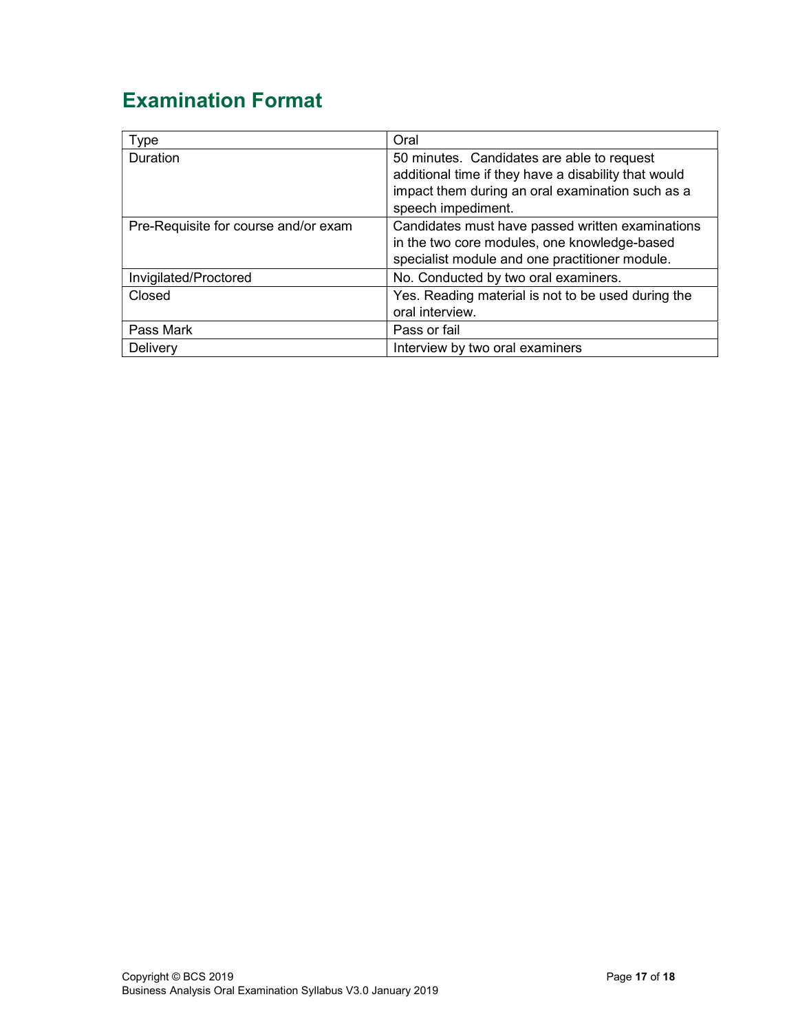## Examination Format

| Type | Oral |
| --- | --- |
| Duration | 50 minutes. Candidates are able to request additional time if they have a disability that would impact them during an oral examination such as a speech impediment. |
| Pre-Requisite for course and/or exam | Candidates must have passed written examinations in the two core modules, one knowledge-based specialist module and one practitioner module. |
| Invigilated/Proctored | No. Conducted by two oral examiners. |
| Closed | Yes. Reading material is not to be used during the oral interview. |
| Pass Mark | Pass or fail |
| Delivery | Interview by two oral examiners |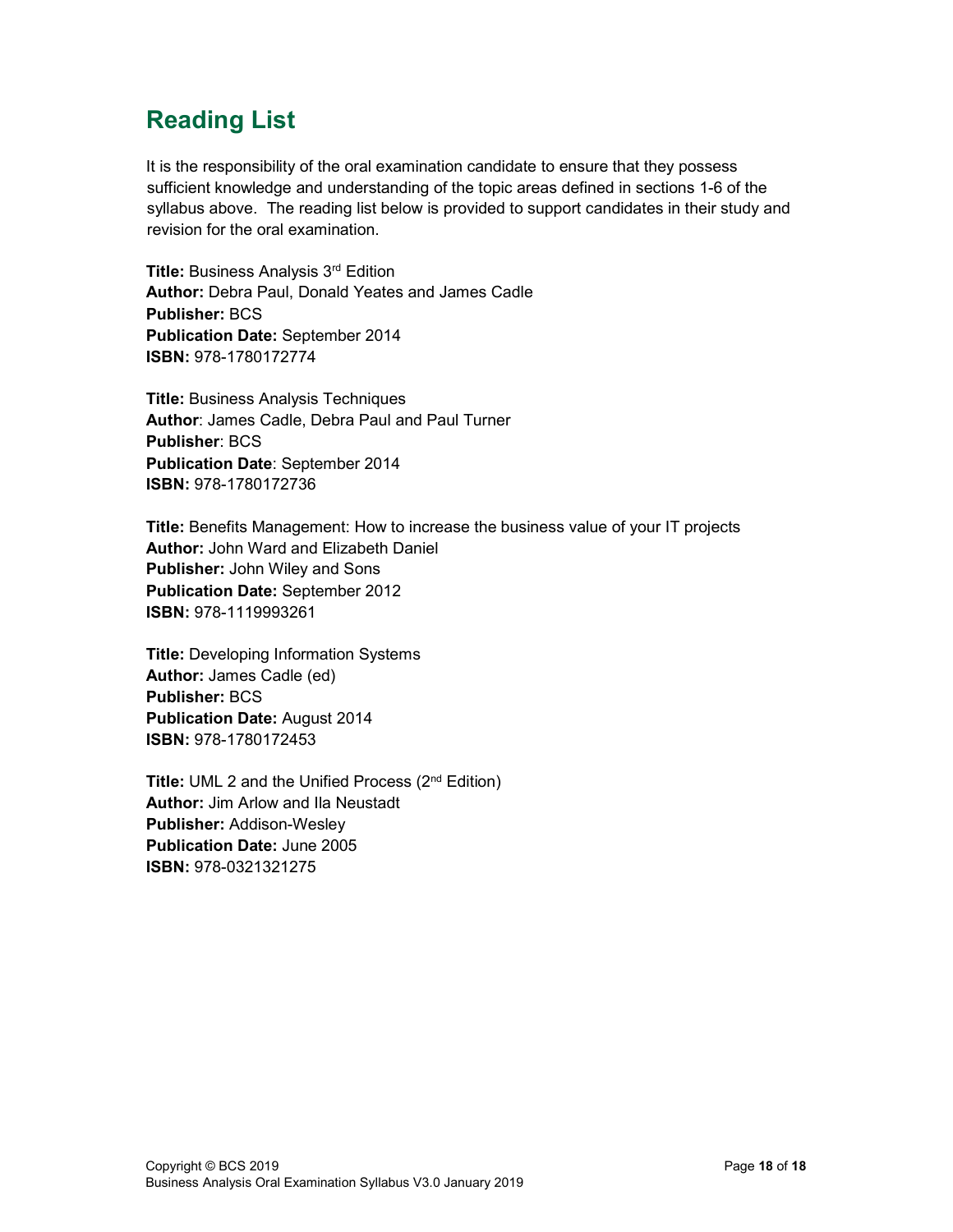## Reading List

It is the responsibility of the oral examination candidate to ensure that they possess sufficient knowledge and understanding of the topic areas defined in sections 1-6 of the syllabus above. The reading list below is provided to support candidates in their study and revision for the oral examination.

**Title:** Business Analysis 3rd Edition
**Author:** Debra Paul, Donald Yeates and James Cadle
**Publisher:** BCS
**Publication Date:** September 2014
**ISBN:** 978-1780172774

**Title:** Business Analysis Techniques
**Author**: James Cadle, Debra Paul and Paul Turner
**Publisher**: BCS
**Publication Date**: September 2014
**ISBN:** 978-1780172736

**Title:** Benefits Management: How to increase the business value of your IT projects
**Author:** John Ward and Elizabeth Daniel
**Publisher:** John Wiley and Sons
**Publication Date:** September 2012
**ISBN:** 978-1119993261

**Title:** Developing Information Systems
**Author:** James Cadle (ed)
**Publisher:** BCS
**Publication Date:** August 2014
**ISBN:** 978-1780172453

**Title:** UML 2 and the Unified Process (2nd Edition)
**Author:** Jim Arlow and Ila Neustadt
**Publisher:** Addison-Wesley
**Publication Date:** June 2005
**ISBN:** 978-0321321275